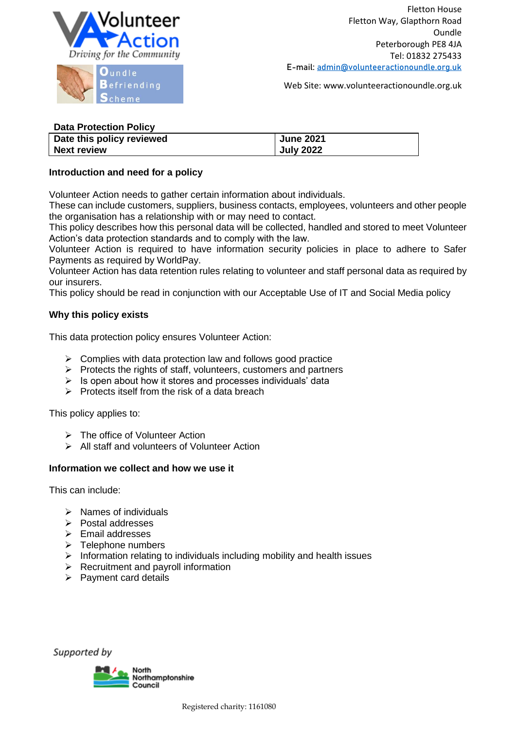Volunteer Action

*Driving for the Community*

Oundle Befriending Scheme

Fletton House
Fletton Way, Glapthorn Road
Oundle
Peterborough PE8 4JA
Tel: 01832 275433
E-mail: admin@volunteeractionoundle.org.uk

Web Site: www.volunteeractionoundle.org.uk

**Data Protection Policy**

| | |
|---|---|
| **Date this policy reviewed** | **June 2021** |
| **Next review** | **July 2022** |

**Introduction and need for a policy**

Volunteer Action needs to gather certain information about individuals.
These can include customers, suppliers, business contacts, employees, volunteers and other people the organisation has a relationship with or may need to contact.
This policy describes how this personal data will be collected, handled and stored to meet Volunteer Action's data protection standards and to comply with the law.
Volunteer Action is required to have information security policies in place to adhere to Safer Payments as required by WorldPay.
Volunteer Action has data retention rules relating to volunteer and staff personal data as required by our insurers.
This policy should be read in conjunction with our Acceptable Use of IT and Social Media policy

**Why this policy exists**

This data protection policy ensures Volunteer Action:

- Complies with data protection law and follows good practice
- Protects the rights of staff, volunteers, customers and partners
- Is open about how it stores and processes individuals' data
- Protects itself from the risk of a data breach

This policy applies to:

- The office of Volunteer Action
- All staff and volunteers of Volunteer Action

**Information we collect and how we use it**

This can include:

- Names of individuals
- Postal addresses
- Email addresses
- Telephone numbers
- Information relating to individuals including mobility and health issues
- Recruitment and payroll information
- Payment card details

*Supported by*

North Northamptonshire Council

Registered charity: 1161080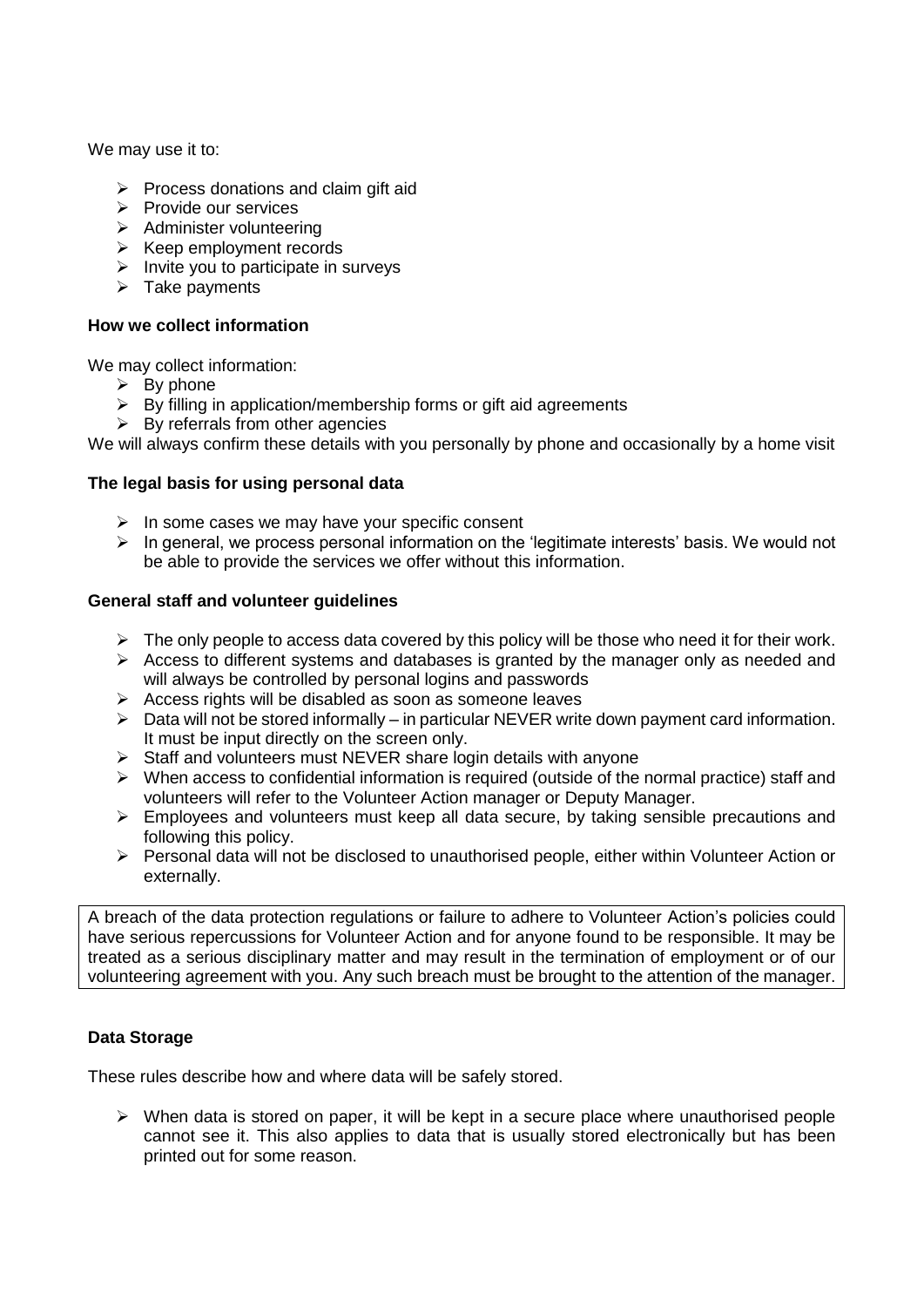We may use it to:

- Process donations and claim gift aid
- Provide our services
- Administer volunteering
- Keep employment records
- Invite you to participate in surveys
- Take payments

**How we collect information**

We may collect information:

- By phone
- By filling in application/membership forms or gift aid agreements
- By referrals from other agencies

We will always confirm these details with you personally by phone and occasionally by a home visit

**The legal basis for using personal data**

- In some cases we may have your specific consent
- In general, we process personal information on the 'legitimate interests' basis. We would not be able to provide the services we offer without this information.

**General staff and volunteer guidelines**

- The only people to access data covered by this policy will be those who need it for their work.
- Access to different systems and databases is granted by the manager only as needed and will always be controlled by personal logins and passwords
- Access rights will be disabled as soon as someone leaves
- Data will not be stored informally – in particular NEVER write down payment card information. It must be input directly on the screen only.
- Staff and volunteers must NEVER share login details with anyone
- When access to confidential information is required (outside of the normal practice) staff and volunteers will refer to the Volunteer Action manager or Deputy Manager.
- Employees and volunteers must keep all data secure, by taking sensible precautions and following this policy.
- Personal data will not be disclosed to unauthorised people, either within Volunteer Action or externally.

A breach of the data protection regulations or failure to adhere to Volunteer Action's policies could have serious repercussions for Volunteer Action and for anyone found to be responsible. It may be treated as a serious disciplinary matter and may result in the termination of employment or of our volunteering agreement with you. Any such breach must be brought to the attention of the manager.

**Data Storage**

These rules describe how and where data will be safely stored.

- When data is stored on paper, it will be kept in a secure place where unauthorised people cannot see it. This also applies to data that is usually stored electronically but has been printed out for some reason.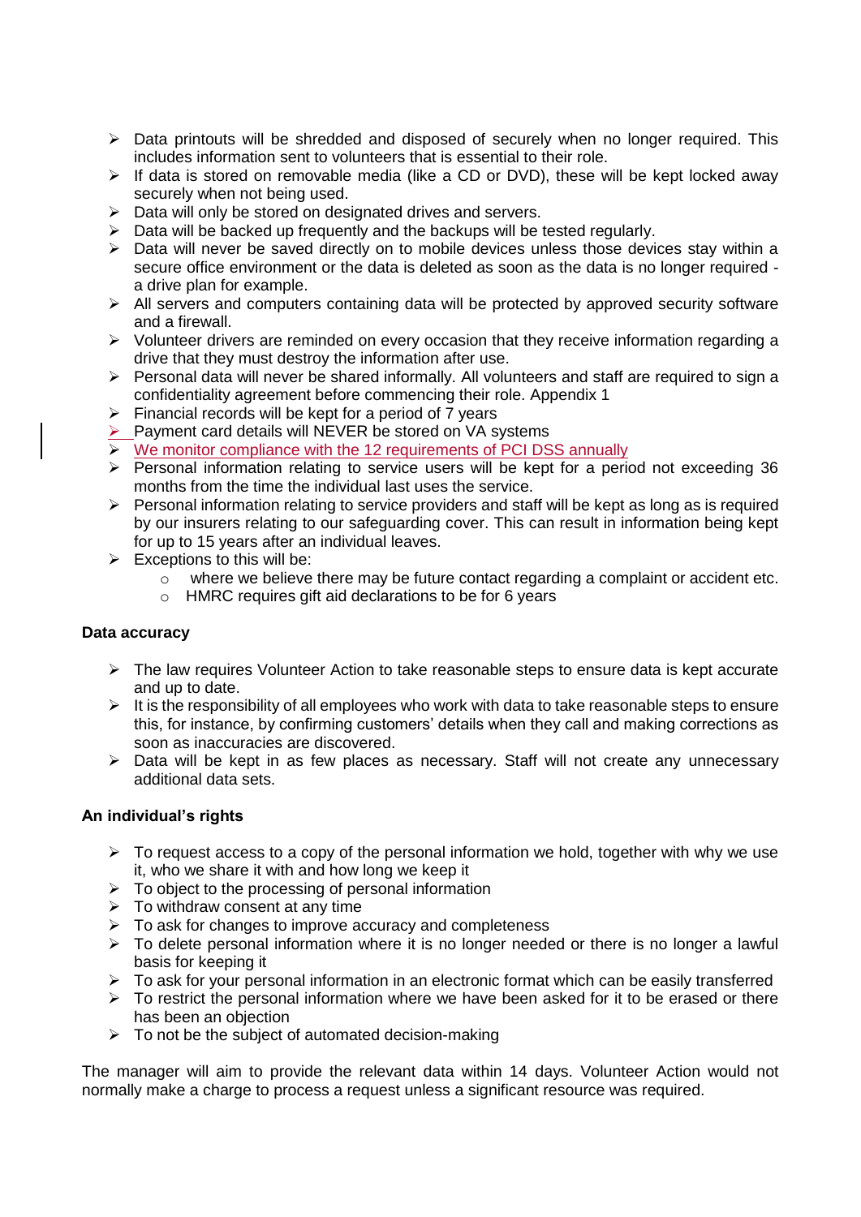- Data printouts will be shredded and disposed of securely when no longer required. This includes information sent to volunteers that is essential to their role.
- If data is stored on removable media (like a CD or DVD), these will be kept locked away securely when not being used.
- Data will only be stored on designated drives and servers.
- Data will be backed up frequently and the backups will be tested regularly.
- Data will never be saved directly on to mobile devices unless those devices stay within a secure office environment or the data is deleted as soon as the data is no longer required - a drive plan for example.
- All servers and computers containing data will be protected by approved security software and a firewall.
- Volunteer drivers are reminded on every occasion that they receive information regarding a drive that they must destroy the information after use.
- Personal data will never be shared informally. All volunteers and staff are required to sign a confidentiality agreement before commencing their role. Appendix 1
- Financial records will be kept for a period of 7 years
- Payment card details will NEVER be stored on VA systems
- We monitor compliance with the 12 requirements of PCI DSS annually
- Personal information relating to service users will be kept for a period not exceeding 36 months from the time the individual last uses the service.
- Personal information relating to service providers and staff will be kept as long as is required by our insurers relating to our safeguarding cover. This can result in information being kept for up to 15 years after an individual leaves.
- Exceptions to this will be:
  - where we believe there may be future contact regarding a complaint or accident etc.
  - HMRC requires gift aid declarations to be for 6 years

**Data accuracy**

- The law requires Volunteer Action to take reasonable steps to ensure data is kept accurate and up to date.
- It is the responsibility of all employees who work with data to take reasonable steps to ensure this, for instance, by confirming customers' details when they call and making corrections as soon as inaccuracies are discovered.
- Data will be kept in as few places as necessary. Staff will not create any unnecessary additional data sets.

**An individual's rights**

- To request access to a copy of the personal information we hold, together with why we use it, who we share it with and how long we keep it
- To object to the processing of personal information
- To withdraw consent at any time
- To ask for changes to improve accuracy and completeness
- To delete personal information where it is no longer needed or there is no longer a lawful basis for keeping it
- To ask for your personal information in an electronic format which can be easily transferred
- To restrict the personal information where we have been asked for it to be erased or there has been an objection
- To not be the subject of automated decision-making

The manager will aim to provide the relevant data within 14 days. Volunteer Action would not normally make a charge to process a request unless a significant resource was required.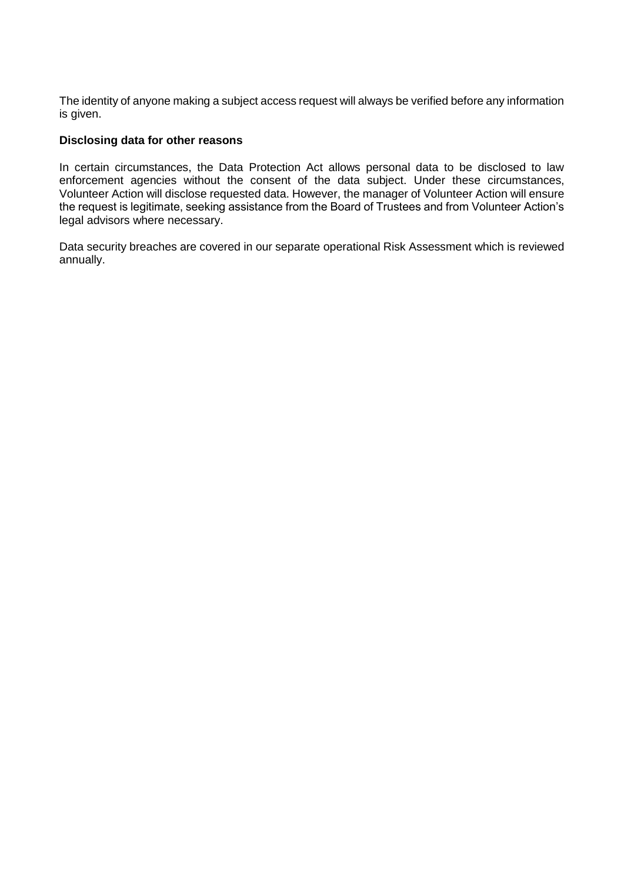The identity of anyone making a subject access request will always be verified before any information is given.

**Disclosing data for other reasons**

In certain circumstances, the Data Protection Act allows personal data to be disclosed to law enforcement agencies without the consent of the data subject. Under these circumstances, Volunteer Action will disclose requested data. However, the manager of Volunteer Action will ensure the request is legitimate, seeking assistance from the Board of Trustees and from Volunteer Action's legal advisors where necessary.

Data security breaches are covered in our separate operational Risk Assessment which is reviewed annually.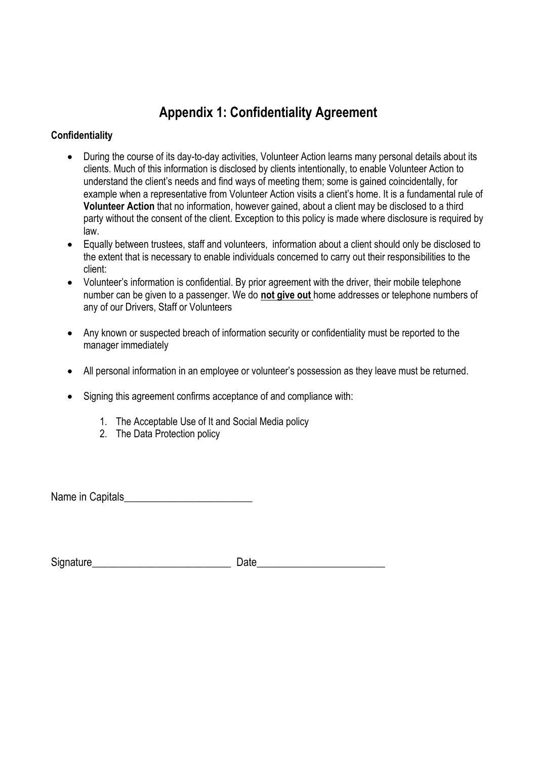# Appendix 1: Confidentiality Agreement

**Confidentiality**

- During the course of its day-to-day activities, Volunteer Action learns many personal details about its clients. Much of this information is disclosed by clients intentionally, to enable Volunteer Action to understand the client's needs and find ways of meeting them; some is gained coincidentally, for example when a representative from Volunteer Action visits a client's home. It is a fundamental rule of **Volunteer Action** that no information, however gained, about a client may be disclosed to a third party without the consent of the client. Exception to this policy is made where disclosure is required by law.
- Equally between trustees, staff and volunteers, information about a client should only be disclosed to the extent that is necessary to enable individuals concerned to carry out their responsibilities to the client:
- Volunteer's information is confidential. By prior agreement with the driver, their mobile telephone number can be given to a passenger. We do **not give out** home addresses or telephone numbers of any of our Drivers, Staff or Volunteers
- Any known or suspected breach of information security or confidentiality must be reported to the manager immediately
- All personal information in an employee or volunteer's possession as they leave must be returned.
- Signing this agreement confirms acceptance of and compliance with:
    1. The Acceptable Use of It and Social Media policy
    2. The Data Protection policy

Name in Capitals________________________

Signature__________________________ Date________________________